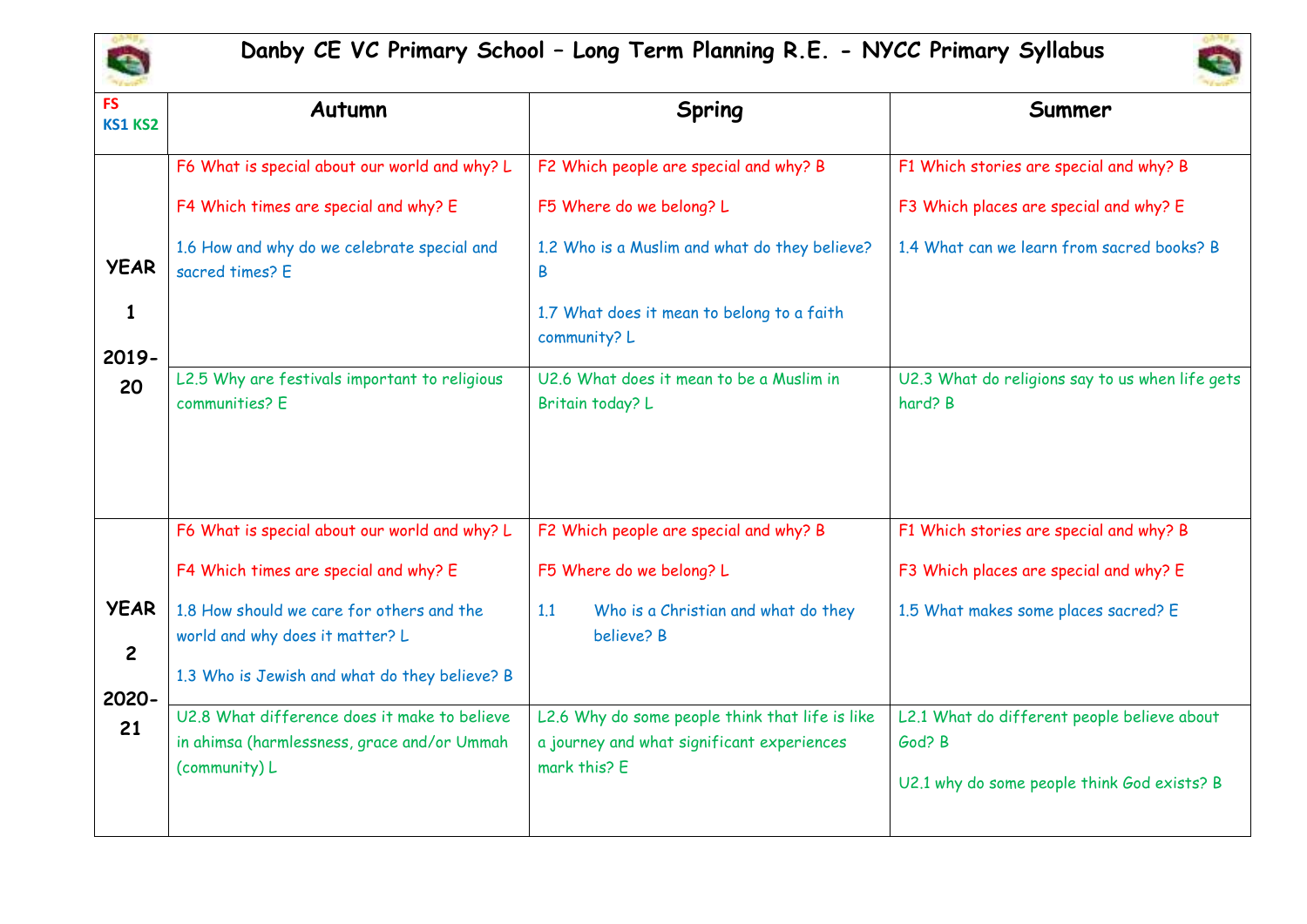# Danby CE VC Primary School – Long Term Planning R.E. - NYCC Primary Syllabus

| FS KS1 KS2 | Autumn | Spring | Summer |
|---|---|---|---|
| YEAR 1 2019-20 | F6 What is special about our world and why? L<br><br>F4 Which times are special and why? E<br><br>1.6 How and why do we celebrate special and sacred times? E | F2 Which people are special and why? B<br><br>F5 Where do we belong? L<br><br>1.2 Who is a Muslim and what do they believe? B<br><br>1.7 What does it mean to belong to a faith community? L | F1 Which stories are special and why? B<br><br>F3 Which places are special and why? E<br><br>1.4 What can we learn from sacred books? B |
| | L2.5 Why are festivals important to religious communities? E | U2.6 What does it mean to be a Muslim in Britain today? L | U2.3 What do religions say to us when life gets hard? B |
| YEAR 2 2020-21 | F6 What is special about our world and why? L<br><br>F4 Which times are special and why? E<br><br>1.8 How should we care for others and the world and why does it matter? L<br><br>1.3 Who is Jewish and what do they believe? B | F2 Which people are special and why? B<br><br>F5 Where do we belong? L<br><br>1.1 Who is a Christian and what do they believe? B | F1 Which stories are special and why? B<br><br>F3 Which places are special and why? E<br><br>1.5 What makes some places sacred? E |
| | U2.8 What difference does it make to believe in ahimsa (harmlessness, grace and/or Ummah (community) L | L2.6 Why do some people think that life is like a journey and what significant experiences mark this? E | L2.1 What do different people believe about God? B<br><br>U2.1 why do some people think God exists? B |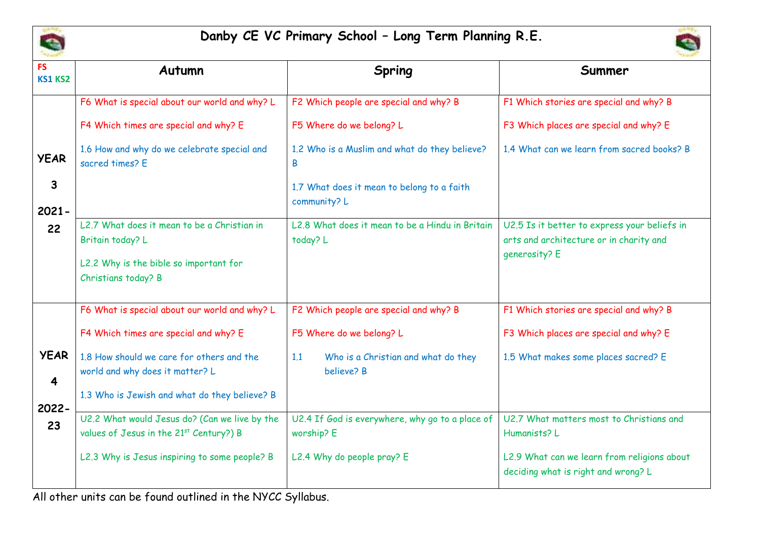# Danby CE VC Primary School – Long Term Planning R.E.

| FS KS1 KS2 | Autumn | Spring | Summer |
|---|---|---|---|
| YEAR 3 2021-22 | F6 What is special about our world and why? L<br><br>F4 Which times are special and why? E<br><br>1.6 How and why do we celebrate special and sacred times? E | F2 Which people are special and why? B<br><br>F5 Where do we belong? L<br><br>1.2 Who is a Muslim and what do they believe? B<br><br>1.7 What does it mean to belong to a faith community? L | F1 Which stories are special and why? B<br><br>F3 Which places are special and why? E<br><br>1.4 What can we learn from sacred books? B |
| | L2.7 What does it mean to be a Christian in Britain today? L<br><br>L2.2 Why is the bible so important for Christians today? B | L2.8 What does it mean to be a Hindu in Britain today? L | U2.5 Is it better to express your beliefs in arts and architecture or in charity and generosity? E |
| YEAR 4 2022-23 | F6 What is special about our world and why? L<br><br>F4 Which times are special and why? E<br><br>1.8 How should we care for others and the world and why does it matter? L<br><br>1.3 Who is Jewish and what do they believe? B | F2 Which people are special and why? B<br><br>F5 Where do we belong? L<br><br>1.1 Who is a Christian and what do they believe? B | F1 Which stories are special and why? B<br><br>F3 Which places are special and why? E<br><br>1.5 What makes some places sacred? E |
| | U2.2 What would Jesus do? (Can we live by the values of Jesus in the 21st Century?) B<br><br>L2.3 Why is Jesus inspiring to some people? B | U2.4 If God is everywhere, why go to a place of worship? E<br><br>L2.4 Why do people pray? E | U2.7 What matters most to Christians and Humanists? L<br><br>L2.9 What can we learn from religions about deciding what is right and wrong? L |

All other units can be found outlined in the NYCC Syllabus.